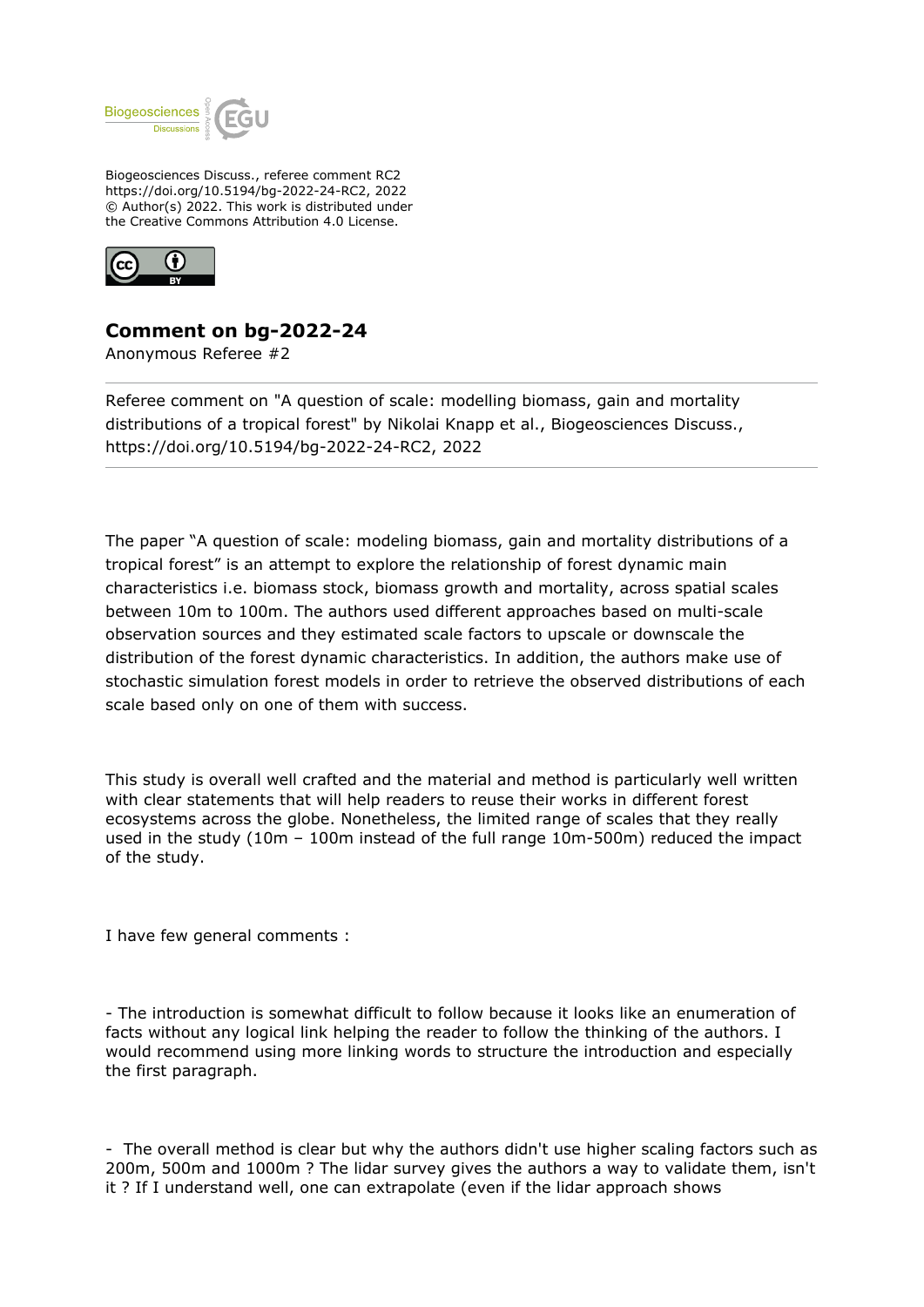Biogeosciences Discuss., referee comment RC2
https://doi.org/10.5194/bg-2022-24-RC2, 2022
© Author(s) 2022. This work is distributed under
the Creative Commons Attribution 4.0 License.

## Comment on bg-2022-24

Anonymous Referee #2

---

Referee comment on "A question of scale: modelling biomass, gain and mortality distributions of a tropical forest" by Nikolai Knapp et al., Biogeosciences Discuss., https://doi.org/10.5194/bg-2022-24-RC2, 2022

---

The paper "A question of scale: modeling biomass, gain and mortality distributions of a tropical forest" is an attempt to explore the relationship of forest dynamic main characteristics i.e. biomass stock, biomass growth and mortality, across spatial scales between 10m to 100m. The authors used different approaches based on multi-scale observation sources and they estimated scale factors to upscale or downscale the distribution of the forest dynamic characteristics. In addition, the authors make use of stochastic simulation forest models in order to retrieve the observed distributions of each scale based only on one of them with success.

This study is overall well crafted and the material and method is particularly well written with clear statements that will help readers to reuse their works in different forest ecosystems across the globe. Nonetheless, the limited range of scales that they really used in the study (10m – 100m instead of the full range 10m-500m) reduced the impact of the study.

I have few general comments :

- The introduction is somewhat difficult to follow because it looks like an enumeration of facts without any logical link helping the reader to follow the thinking of the authors. I would recommend using more linking words to structure the introduction and especially the first paragraph.

- The overall method is clear but why the authors didn't use higher scaling factors such as 200m, 500m and 1000m ? The lidar survey gives the authors a way to validate them, isn't it ? If I understand well, one can extrapolate (even if the lidar approach shows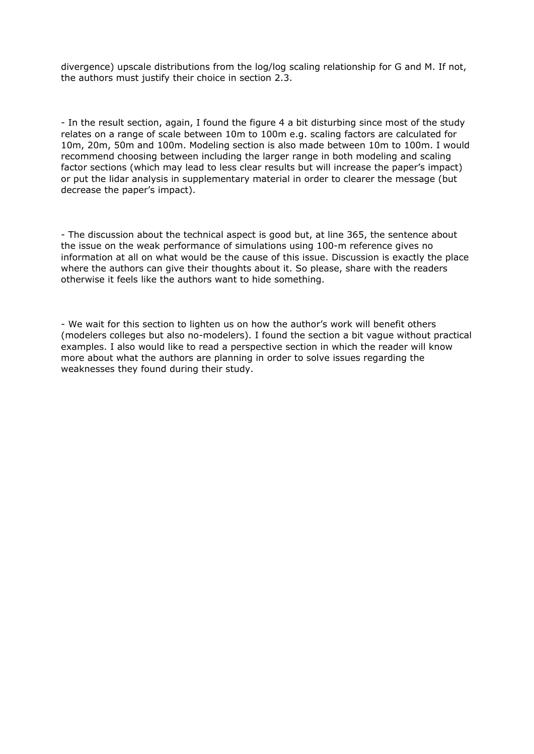divergence) upscale distributions from the log/log scaling relationship for G and M. If not, the authors must justify their choice in section 2.3.

- In the result section, again, I found the figure 4 a bit disturbing since most of the study relates on a range of scale between 10m to 100m e.g. scaling factors are calculated for 10m, 20m, 50m and 100m. Modeling section is also made between 10m to 100m. I would recommend choosing between including the larger range in both modeling and scaling factor sections (which may lead to less clear results but will increase the paper's impact) or put the lidar analysis in supplementary material in order to clearer the message (but decrease the paper's impact).

- The discussion about the technical aspect is good but, at line 365, the sentence about the issue on the weak performance of simulations using 100-m reference gives no information at all on what would be the cause of this issue. Discussion is exactly the place where the authors can give their thoughts about it. So please, share with the readers otherwise it feels like the authors want to hide something.

- We wait for this section to lighten us on how the author's work will benefit others (modelers colleges but also no-modelers). I found the section a bit vague without practical examples. I also would like to read a perspective section in which the reader will know more about what the authors are planning in order to solve issues regarding the weaknesses they found during their study.